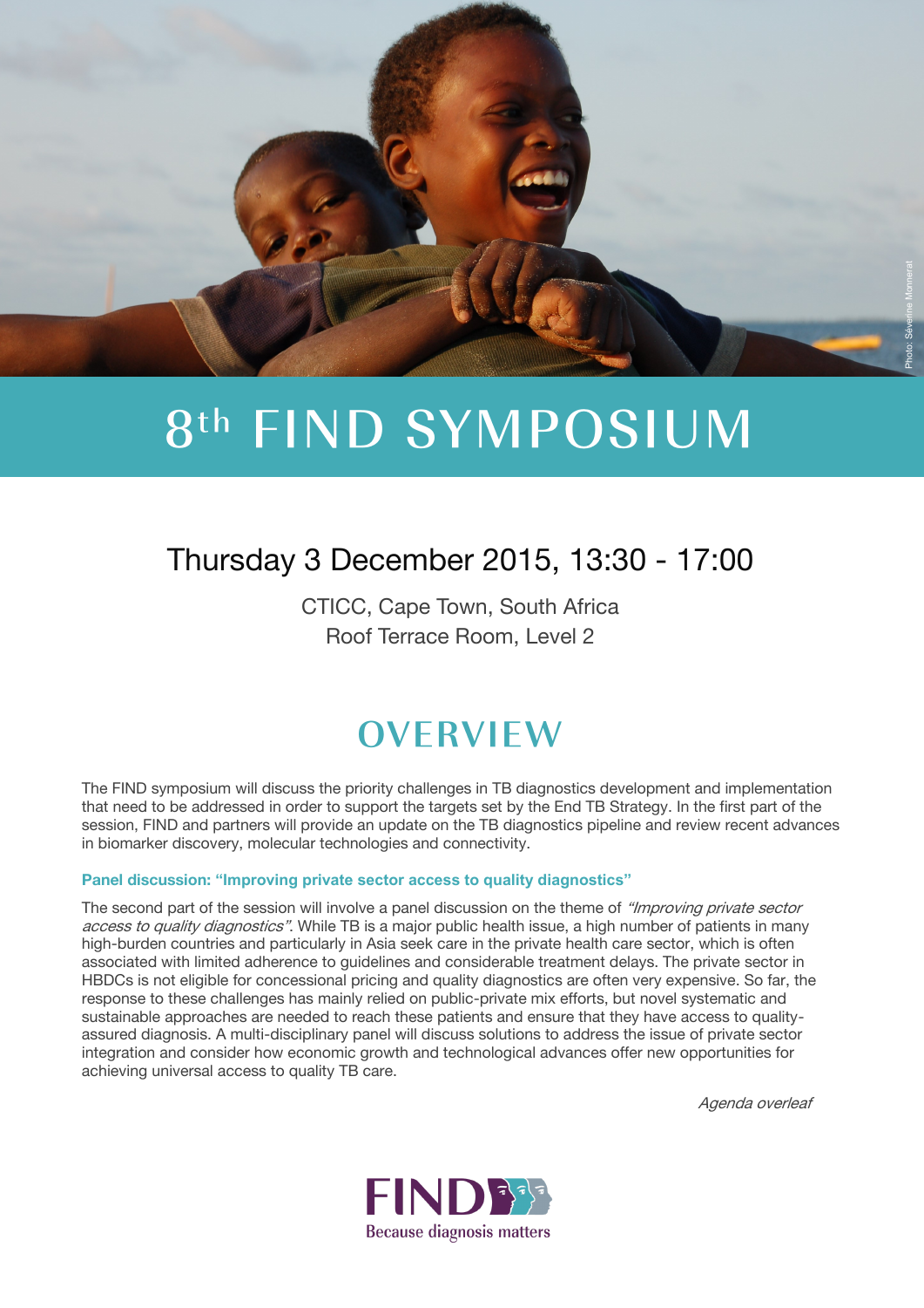Photo: Séverine Monnerat

# 8th FIND SYMPOSIUM

## Thursday 3 December 2015, 13:30 - 17:00

CTICC, Cape Town, South Africa
Roof Terrace Room, Level 2

## OVERVIEW

The FIND symposium will discuss the priority challenges in TB diagnostics development and implementation that need to be addressed in order to support the targets set by the End TB Strategy. In the first part of the session, FIND and partners will provide an update on the TB diagnostics pipeline and review recent advances in biomarker discovery, molecular technologies and connectivity.

### Panel discussion: "Improving private sector access to quality diagnostics"

The second part of the session will involve a panel discussion on the theme of *"Improving private sector access to quality diagnostics"*. While TB is a major public health issue, a high number of patients in many high-burden countries and particularly in Asia seek care in the private health care sector, which is often associated with limited adherence to guidelines and considerable treatment delays. The private sector in HBDCs is not eligible for concessional pricing and quality diagnostics are often very expensive. So far, the response to these challenges has mainly relied on public-private mix efforts, but novel systematic and sustainable approaches are needed to reach these patients and ensure that they have access to quality-assured diagnosis. A multi-disciplinary panel will discuss solutions to address the issue of private sector integration and consider how economic growth and technological advances offer new opportunities for achieving universal access to quality TB care.

*Agenda overleaf*

FIND
Because diagnosis matters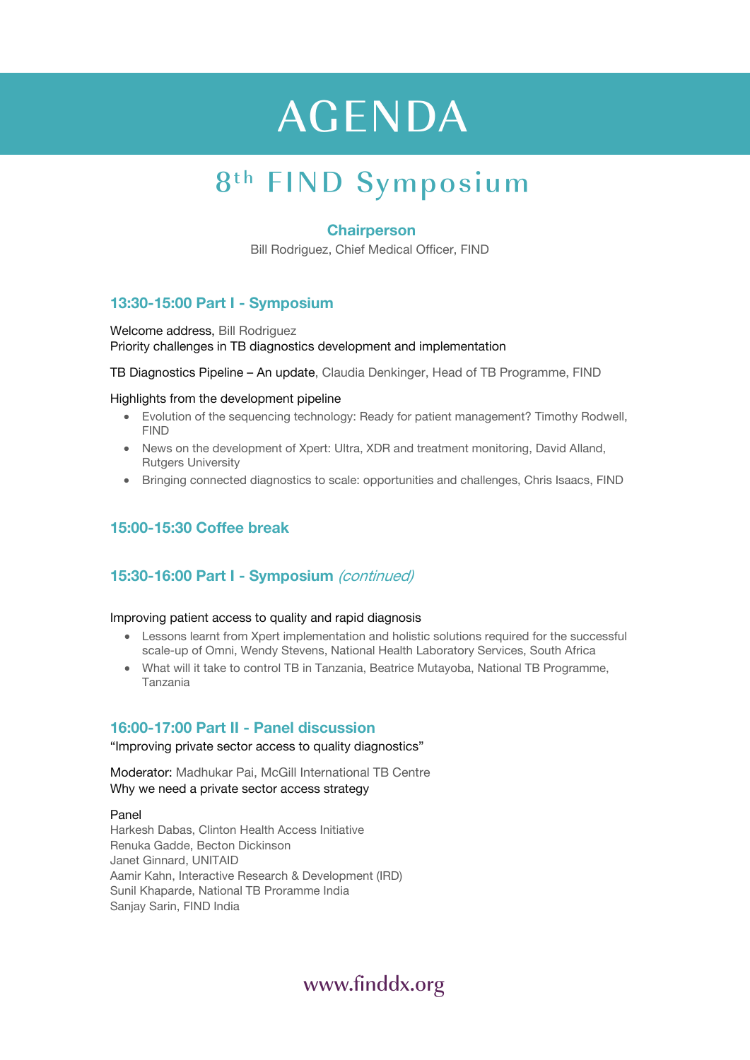# AGENDA

## 8th FIND Symposium

**Chairperson**

Bill Rodriguez, Chief Medical Officer, FIND

### 13:30-15:00 Part I - Symposium

Welcome address, Bill Rodriguez
Priority challenges in TB diagnostics development and implementation

TB Diagnostics Pipeline – An update, Claudia Denkinger, Head of TB Programme, FIND

Highlights from the development pipeline

- Evolution of the sequencing technology: Ready for patient management? Timothy Rodwell, FIND
- News on the development of Xpert: Ultra, XDR and treatment monitoring, David Alland, Rutgers University
- Bringing connected diagnostics to scale: opportunities and challenges, Chris Isaacs, FIND

### 15:00-15:30 Coffee break

### 15:30-16:00 Part I - Symposium *(continued)*

Improving patient access to quality and rapid diagnosis

- Lessons learnt from Xpert implementation and holistic solutions required for the successful scale-up of Omni, Wendy Stevens, National Health Laboratory Services, South Africa
- What will it take to control TB in Tanzania, Beatrice Mutayoba, National TB Programme, Tanzania

### 16:00-17:00 Part II - Panel discussion

"Improving private sector access to quality diagnostics"

Moderator: Madhukar Pai, McGill International TB Centre
Why we need a private sector access strategy

Panel
Harkesh Dabas, Clinton Health Access Initiative
Renuka Gadde, Becton Dickinson
Janet Ginnard, UNITAID
Aamir Kahn, Interactive Research & Development (IRD)
Sunil Khaparde, National TB Proramme India
Sanjay Sarin, FIND India

www.finddx.org